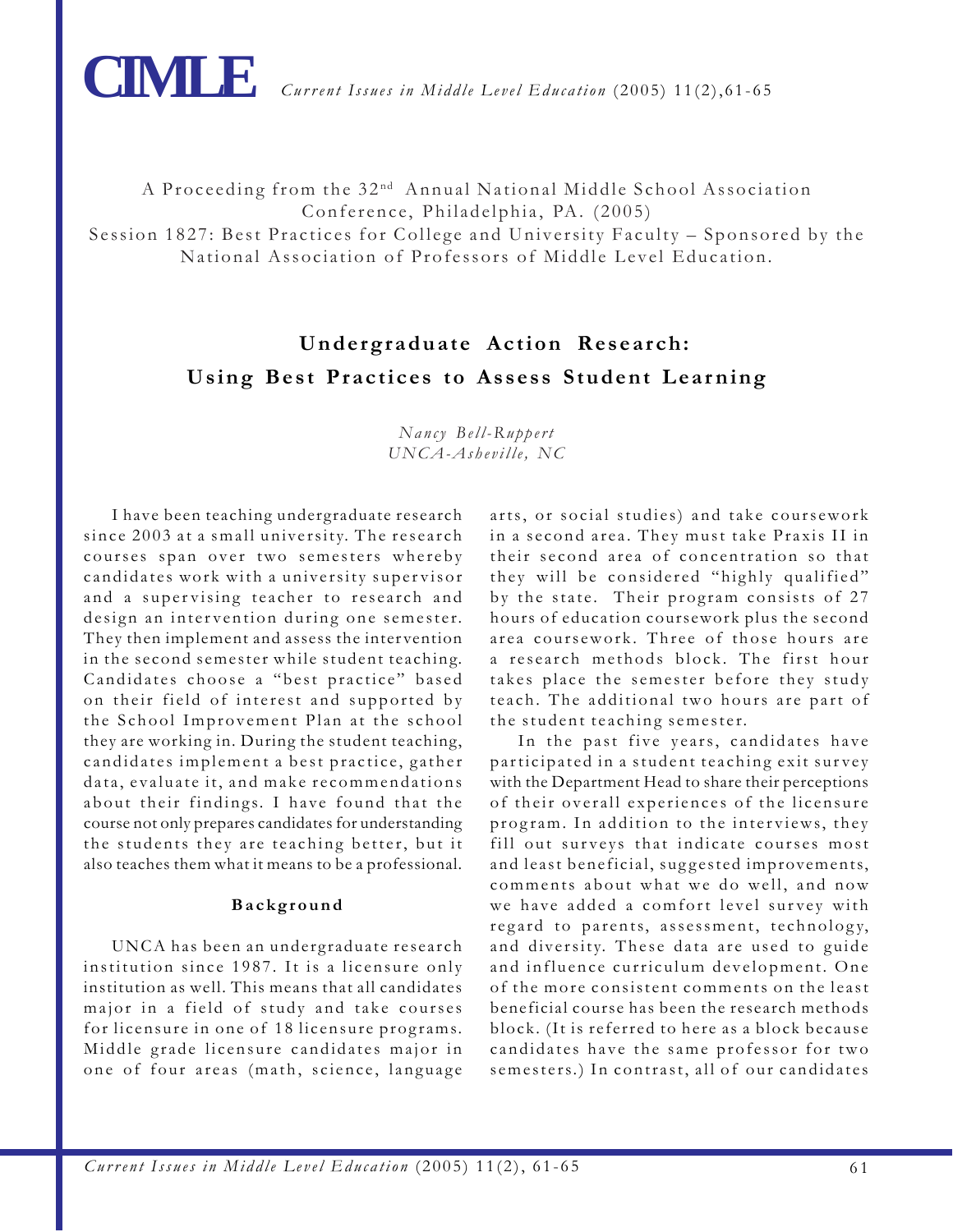A Proceeding from the 32nd Annual National Middle School Association Conference, Philadelphia, PA. (2005)
Session 1827: Best Practices for College and University Faculty – Sponsored by the National Association of Professors of Middle Level Education.

# Undergraduate Action Research: Using Best Practices to Assess Student Learning

*Nancy Bell-Ruppert*
*UNCA-Asheville, NC*

I have been teaching undergraduate research since 2003 at a small university. The research courses span over two semesters whereby candidates work with a university supervisor and a supervising teacher to research and design an intervention during one semester. They then implement and assess the intervention in the second semester while student teaching. Candidates choose a "best practice" based on their field of interest and supported by the School Improvement Plan at the school they are working in. During the student teaching, candidates implement a best practice, gather data, evaluate it, and make recommendations about their findings. I have found that the course not only prepares candidates for understanding the students they are teaching better, but it also teaches them what it means to be a professional.

## Background

UNCA has been an undergraduate research institution since 1987. It is a licensure only institution as well. This means that all candidates major in a field of study and take courses for licensure in one of 18 licensure programs. Middle grade licensure candidates major in one of four areas (math, science, language arts, or social studies) and take coursework in a second area. They must take Praxis II in their second area of concentration so that they will be considered "highly qualified" by the state. Their program consists of 27 hours of education coursework plus the second area coursework. Three of those hours are a research methods block. The first hour takes place the semester before they study teach. The additional two hours are part of the student teaching semester.

In the past five years, candidates have participated in a student teaching exit survey with the Department Head to share their perceptions of their overall experiences of the licensure program. In addition to the interviews, they fill out surveys that indicate courses most and least beneficial, suggested improvements, comments about what we do well, and now we have added a comfort level survey with regard to parents, assessment, technology, and diversity. These data are used to guide and influence curriculum development. One of the more consistent comments on the least beneficial course has been the research methods block. (It is referred to here as a block because candidates have the same professor for two semesters.) In contrast, all of our candidates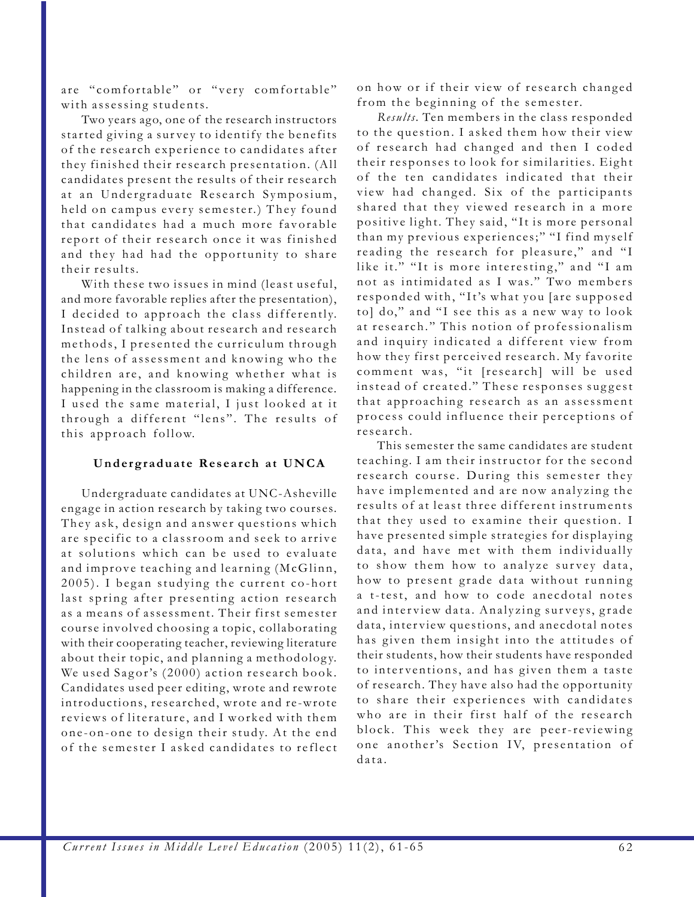are "comfortable" or "very comfortable" with assessing students.

Two years ago, one of the research instructors started giving a survey to identify the benefits of the research experience to candidates after they finished their research presentation. (All candidates present the results of their research at an Undergraduate Research Symposium, held on campus every semester.) They found that candidates had a much more favorable report of their research once it was finished and they had had the opportunity to share their results.

With these two issues in mind (least useful, and more favorable replies after the presentation), I decided to approach the class differently. Instead of talking about research and research methods, I presented the curriculum through the lens of assessment and knowing who the children are, and knowing whether what is happening in the classroom is making a difference. I used the same material, I just looked at it through a different "lens". The results of this approach follow.

### Undergraduate Research at UNCA

Undergraduate candidates at UNC-Asheville engage in action research by taking two courses. They ask, design and answer questions which are specific to a classroom and seek to arrive at solutions which can be used to evaluate and improve teaching and learning (McGlinn, 2005). I began studying the current co-hort last spring after presenting action research as a means of assessment. Their first semester course involved choosing a topic, collaborating with their cooperating teacher, reviewing literature about their topic, and planning a methodology. We used Sagor's (2000) action research book. Candidates used peer editing, wrote and rewrote introductions, researched, wrote and re-wrote reviews of literature, and I worked with them one-on-one to design their study. At the end of the semester I asked candidates to reflect on how or if their view of research changed from the beginning of the semester.

*Results.* Ten members in the class responded to the question. I asked them how their view of research had changed and then I coded their responses to look for similarities. Eight of the ten candidates indicated that their view had changed. Six of the participants shared that they viewed research in a more positive light. They said, "It is more personal than my previous experiences;" "I find myself reading the research for pleasure," and "I like it." "It is more interesting," and "I am not as intimidated as I was." Two members responded with, "It's what you [are supposed to] do," and "I see this as a new way to look at research." This notion of professionalism and inquiry indicated a different view from how they first perceived research. My favorite comment was, "it [research] will be used instead of created." These responses suggest that approaching research as an assessment process could influence their perceptions of research.

This semester the same candidates are student teaching. I am their instructor for the second research course. During this semester they have implemented and are now analyzing the results of at least three different instruments that they used to examine their question. I have presented simple strategies for displaying data, and have met with them individually to show them how to analyze survey data, how to present grade data without running a t-test, and how to code anecdotal notes and interview data. Analyzing surveys, grade data, interview questions, and anecdotal notes has given them insight into the attitudes of their students, how their students have responded to interventions, and has given them a taste of research. They have also had the opportunity to share their experiences with candidates who are in their first half of the research block. This week they are peer-reviewing one another's Section IV, presentation of data.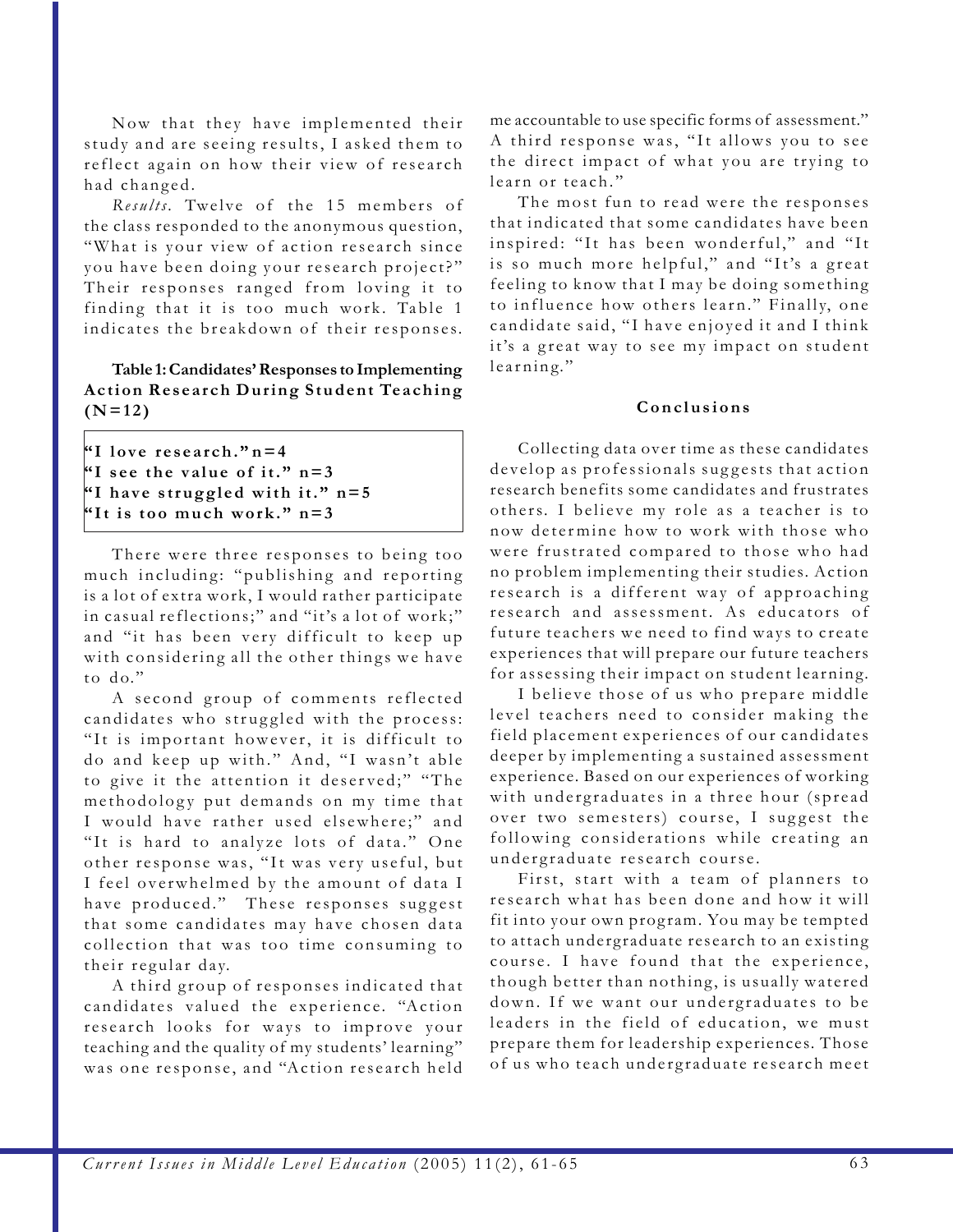Now that they have implemented their study and are seeing results, I asked them to reflect again on how their view of research had changed.

*Results*. Twelve of the 15 members of the class responded to the anonymous question, "What is your view of action research since you have been doing your research project?" Their responses ranged from loving it to finding that it is too much work. Table 1 indicates the breakdown of their responses.

**Table 1: Candidates' Responses to Implementing Action Research During Student Teaching (N=12)**

| Response | n |
|---|---|
| "I love research." | n=4 |
| "I see the value of it." | n=3 |
| "I have struggled with it." | n=5 |
| "It is too much work." | n=3 |

There were three responses to being too much including: "publishing and reporting is a lot of extra work, I would rather participate in casual reflections;" and "it's a lot of work;" and "it has been very difficult to keep up with considering all the other things we have to do."

A second group of comments reflected candidates who struggled with the process: "It is important however, it is difficult to do and keep up with." And, "I wasn't able to give it the attention it deserved;" "The methodology put demands on my time that I would have rather used elsewhere;" and "It is hard to analyze lots of data." One other response was, "It was very useful, but I feel overwhelmed by the amount of data I have produced." These responses suggest that some candidates may have chosen data collection that was too time consuming to their regular day.

A third group of responses indicated that candidates valued the experience. "Action research looks for ways to improve your teaching and the quality of my students' learning" was one response, and "Action research held me accountable to use specific forms of assessment." A third response was, "It allows you to see the direct impact of what you are trying to learn or teach."

The most fun to read were the responses that indicated that some candidates have been inspired: "It has been wonderful," and "It is so much more helpful," and "It's a great feeling to know that I may be doing something to influence how others learn." Finally, one candidate said, "I have enjoyed it and I think it's a great way to see my impact on student learning."

### Conclusions

Collecting data over time as these candidates develop as professionals suggests that action research benefits some candidates and frustrates others. I believe my role as a teacher is to now determine how to work with those who were frustrated compared to those who had no problem implementing their studies. Action research is a different way of approaching research and assessment. As educators of future teachers we need to find ways to create experiences that will prepare our future teachers for assessing their impact on student learning.

I believe those of us who prepare middle level teachers need to consider making the field placement experiences of our candidates deeper by implementing a sustained assessment experience. Based on our experiences of working with undergraduates in a three hour (spread over two semesters) course, I suggest the following considerations while creating an undergraduate research course.

First, start with a team of planners to research what has been done and how it will fit into your own program. You may be tempted to attach undergraduate research to an existing course. I have found that the experience, though better than nothing, is usually watered down. If we want our undergraduates to be leaders in the field of education, we must prepare them for leadership experiences. Those of us who teach undergraduate research meet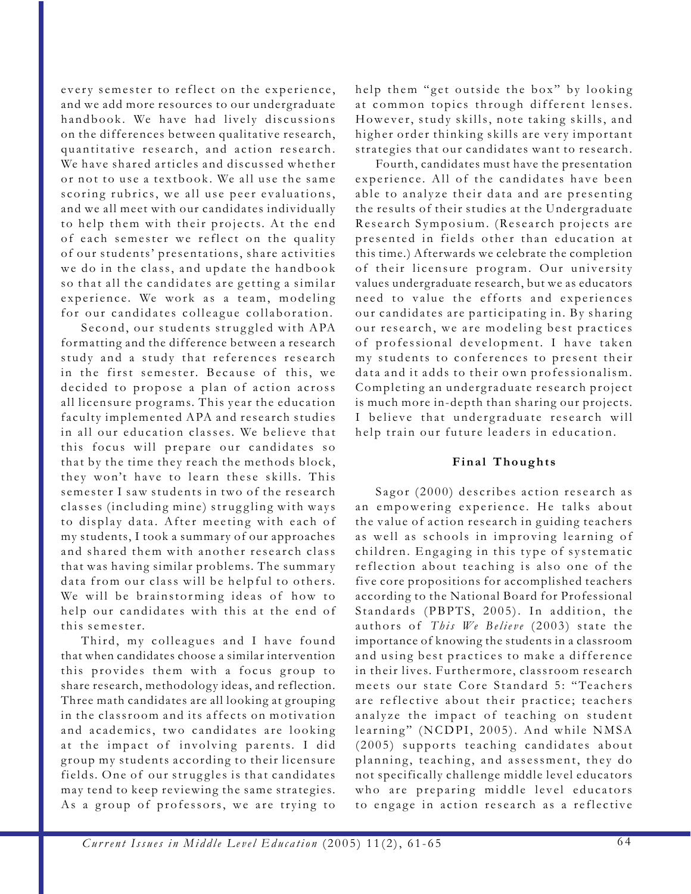every semester to reflect on the experience, and we add more resources to our undergraduate handbook. We have had lively discussions on the differences between qualitative research, quantitative research, and action research. We have shared articles and discussed whether or not to use a textbook. We all use the same scoring rubrics, we all use peer evaluations, and we all meet with our candidates individually to help them with their projects. At the end of each semester we reflect on the quality of our students' presentations, share activities we do in the class, and update the handbook so that all the candidates are getting a similar experience. We work as a team, modeling for our candidates colleague collaboration.

Second, our students struggled with APA formatting and the difference between a research study and a study that references research in the first semester. Because of this, we decided to propose a plan of action across all licensure programs. This year the education faculty implemented APA and research studies in all our education classes. We believe that this focus will prepare our candidates so that by the time they reach the methods block, they won't have to learn these skills. This semester I saw students in two of the research classes (including mine) struggling with ways to display data. After meeting with each of my students, I took a summary of our approaches and shared them with another research class that was having similar problems. The summary data from our class will be helpful to others. We will be brainstorming ideas of how to help our candidates with this at the end of this semester.

Third, my colleagues and I have found that when candidates choose a similar intervention this provides them with a focus group to share research, methodology ideas, and reflection. Three math candidates are all looking at grouping in the classroom and its affects on motivation and academics, two candidates are looking at the impact of involving parents. I did group my students according to their licensure fields. One of our struggles is that candidates may tend to keep reviewing the same strategies. As a group of professors, we are trying to help them "get outside the box" by looking at common topics through different lenses. However, study skills, note taking skills, and higher order thinking skills are very important strategies that our candidates want to research.

Fourth, candidates must have the presentation experience. All of the candidates have been able to analyze their data and are presenting the results of their studies at the Undergraduate Research Symposium. (Research projects are presented in fields other than education at this time.) Afterwards we celebrate the completion of their licensure program. Our university values undergraduate research, but we as educators need to value the efforts and experiences our candidates are participating in. By sharing our research, we are modeling best practices of professional development. I have taken my students to conferences to present their data and it adds to their own professionalism. Completing an undergraduate research project is much more in-depth than sharing our projects. I believe that undergraduate research will help train our future leaders in education.

## Final Thoughts

Sagor (2000) describes action research as an empowering experience. He talks about the value of action research in guiding teachers as well as schools in improving learning of children. Engaging in this type of systematic reflection about teaching is also one of the five core propositions for accomplished teachers according to the National Board for Professional Standards (PBPTS, 2005). In addition, the authors of *This We Believe* (2003) state the importance of knowing the students in a classroom and using best practices to make a difference in their lives. Furthermore, classroom research meets our state Core Standard 5: "Teachers are reflective about their practice; teachers analyze the impact of teaching on student learning" (NCDPI, 2005). And while NMSA (2005) supports teaching candidates about planning, teaching, and assessment, they do not specifically challenge middle level educators who are preparing middle level educators to engage in action research as a reflective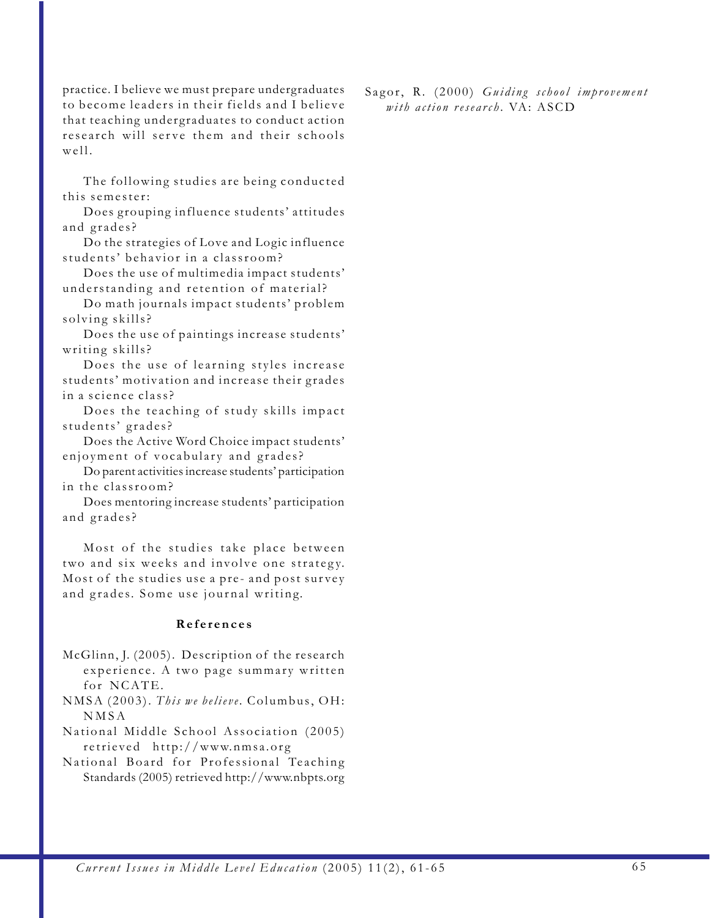practice. I believe we must prepare undergraduates to become leaders in their fields and I believe that teaching undergraduates to conduct action research will serve them and their schools well.

The following studies are being conducted this semester:

Does grouping influence students' attitudes and grades?

Do the strategies of Love and Logic influence students' behavior in a classroom?

Does the use of multimedia impact students' understanding and retention of material?

Do math journals impact students' problem solving skills?

Does the use of paintings increase students' writing skills?

Does the use of learning styles increase students' motivation and increase their grades in a science class?

Does the teaching of study skills impact students' grades?

Does the Active Word Choice impact students' enjoyment of vocabulary and grades?

Do parent activities increase students' participation in the classroom?

Does mentoring increase students' participation and grades?

Most of the studies take place between two and six weeks and involve one strategy. Most of the studies use a pre- and post survey and grades. Some use journal writing.

## References

McGlinn, J. (2005). Description of the research experience. A two page summary written for NCATE.

NMSA (2003). *This we believe*. Columbus, OH: NMSA

National Middle School Association (2005) retrieved http://www.nmsa.org

National Board for Professional Teaching Standards (2005) retrieved http://www.nbpts.org

Sagor, R. (2000) *Guiding school improvement with action research*. VA: ASCD